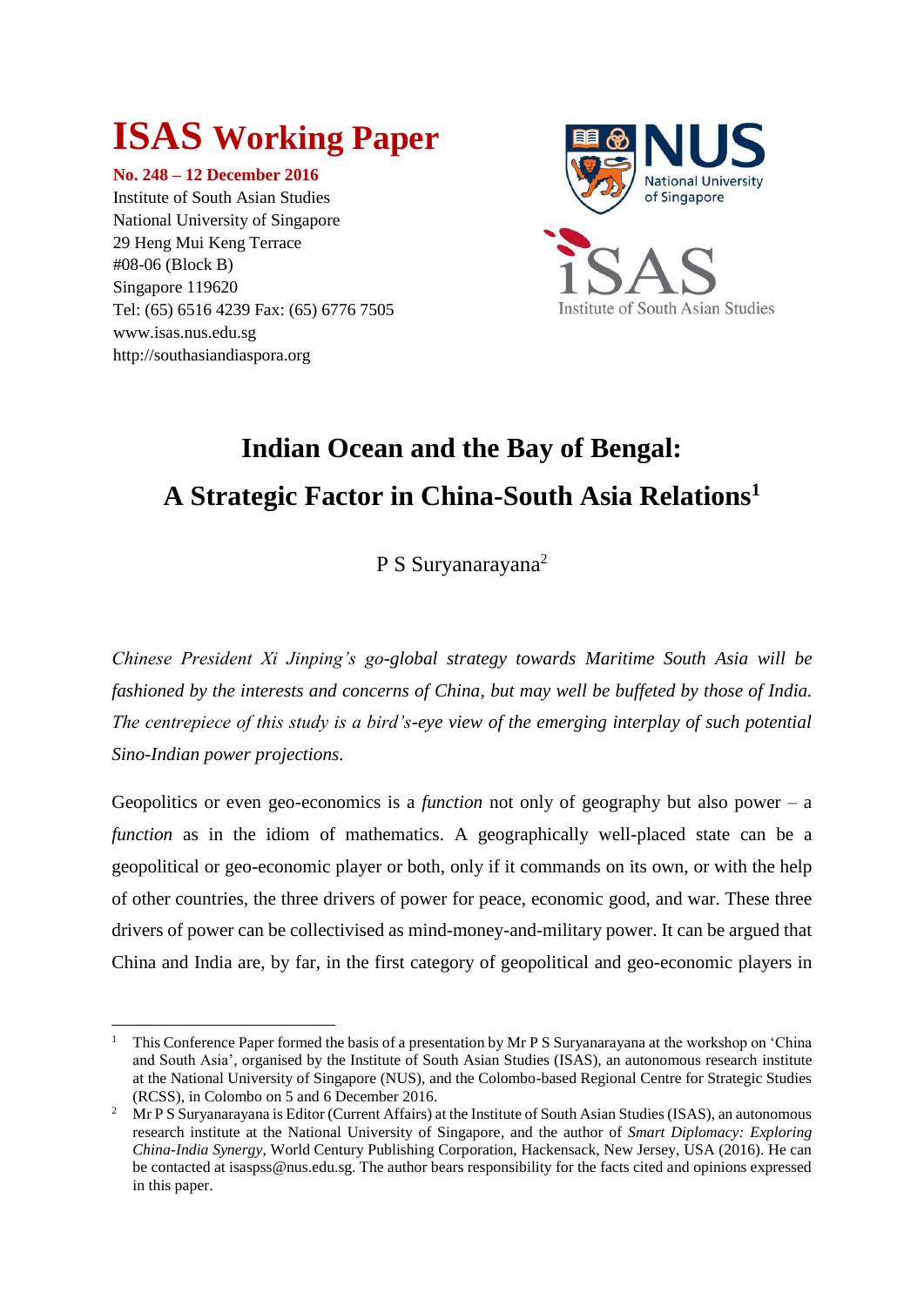# ISAS Working Paper

**No. 248 – 12 December 2016**

Institute of South Asian Studies
National University of Singapore
29 Heng Mui Keng Terrace
#08-06 (Block B)
Singapore 119620
Tel: (65) 6516 4239 Fax: (65) 6776 7505
www.isas.nus.edu.sg
http://southasiandiaspora.org

NUS National University of Singapore

iSAS Institute of South Asian Studies

## Indian Ocean and the Bay of Bengal: A Strategic Factor in China-South Asia Relations[1]

P S Suryanarayana[2]

*Chinese President Xi Jinping's go-global strategy towards Maritime South Asia will be fashioned by the interests and concerns of China, but may well be buffeted by those of India. The centrepiece of this study is a bird's-eye view of the emerging interplay of such potential Sino-Indian power projections.*

Geopolitics or even geo-economics is a *function* not only of geography but also power – a *function* as in the idiom of mathematics. A geographically well-placed state can be a geopolitical or geo-economic player or both, only if it commands on its own, or with the help of other countries, the three drivers of power for peace, economic good, and war. These three drivers of power can be collectivised as mind-money-and-military power. It can be argued that China and India are, by far, in the first category of geopolitical and geo-economic players in

---

[1] This Conference Paper formed the basis of a presentation by Mr P S Suryanarayana at the workshop on 'China and South Asia', organised by the Institute of South Asian Studies (ISAS), an autonomous research institute at the National University of Singapore (NUS), and the Colombo-based Regional Centre for Strategic Studies (RCSS), in Colombo on 5 and 6 December 2016.

[2] Mr P S Suryanarayana is Editor (Current Affairs) at the Institute of South Asian Studies (ISAS), an autonomous research institute at the National University of Singapore, and the author of *Smart Diplomacy: Exploring China-India Synergy*, World Century Publishing Corporation, Hackensack, New Jersey, USA (2016). He can be contacted at isaspss@nus.edu.sg. The author bears responsibility for the facts cited and opinions expressed in this paper.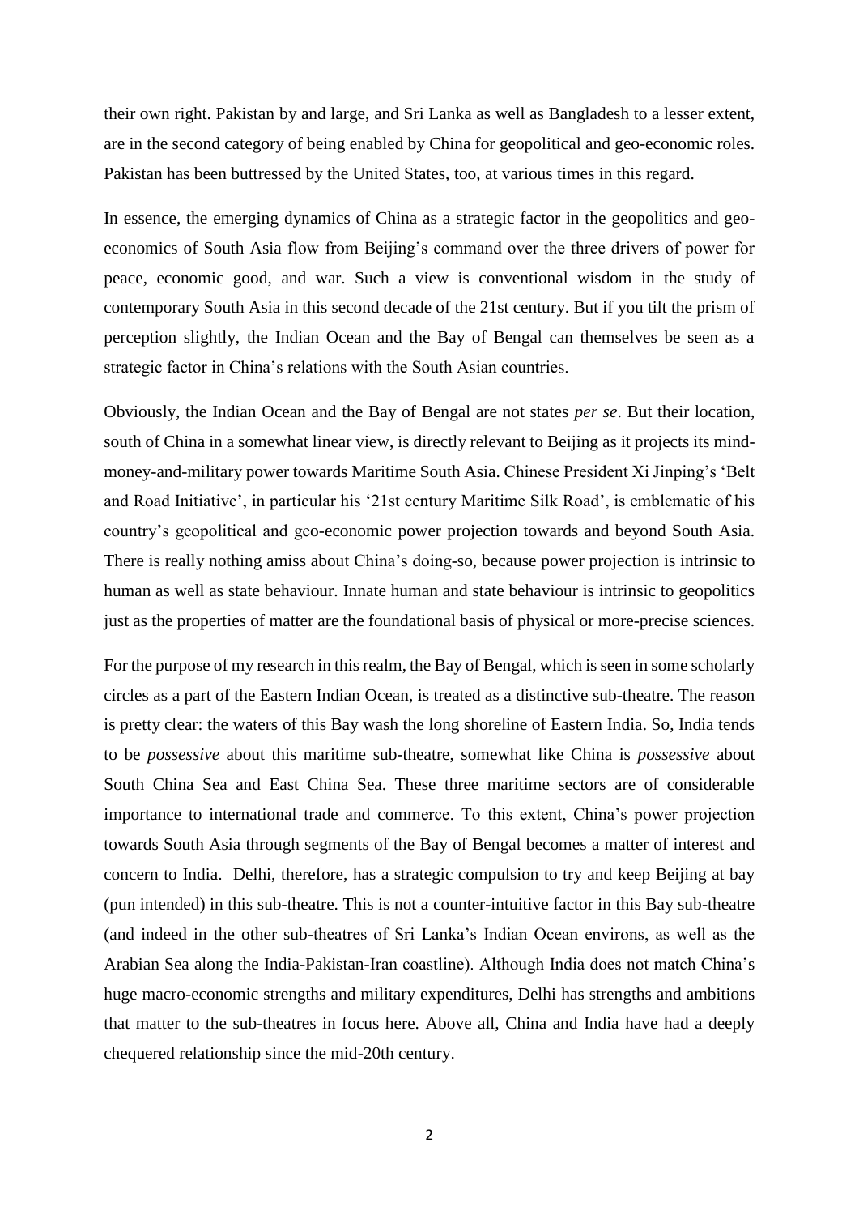their own right. Pakistan by and large, and Sri Lanka as well as Bangladesh to a lesser extent, are in the second category of being enabled by China for geopolitical and geo-economic roles. Pakistan has been buttressed by the United States, too, at various times in this regard.

In essence, the emerging dynamics of China as a strategic factor in the geopolitics and geo-economics of South Asia flow from Beijing's command over the three drivers of power for peace, economic good, and war. Such a view is conventional wisdom in the study of contemporary South Asia in this second decade of the 21st century. But if you tilt the prism of perception slightly, the Indian Ocean and the Bay of Bengal can themselves be seen as a strategic factor in China's relations with the South Asian countries.

Obviously, the Indian Ocean and the Bay of Bengal are not states *per se*. But their location, south of China in a somewhat linear view, is directly relevant to Beijing as it projects its mind-money-and-military power towards Maritime South Asia. Chinese President Xi Jinping's 'Belt and Road Initiative', in particular his '21st century Maritime Silk Road', is emblematic of his country's geopolitical and geo-economic power projection towards and beyond South Asia. There is really nothing amiss about China's doing-so, because power projection is intrinsic to human as well as state behaviour. Innate human and state behaviour is intrinsic to geopolitics just as the properties of matter are the foundational basis of physical or more-precise sciences.

For the purpose of my research in this realm, the Bay of Bengal, which is seen in some scholarly circles as a part of the Eastern Indian Ocean, is treated as a distinctive sub-theatre. The reason is pretty clear: the waters of this Bay wash the long shoreline of Eastern India. So, India tends to be *possessive* about this maritime sub-theatre, somewhat like China is *possessive* about South China Sea and East China Sea. These three maritime sectors are of considerable importance to international trade and commerce. To this extent, China's power projection towards South Asia through segments of the Bay of Bengal becomes a matter of interest and concern to India. Delhi, therefore, has a strategic compulsion to try and keep Beijing at bay (pun intended) in this sub-theatre. This is not a counter-intuitive factor in this Bay sub-theatre (and indeed in the other sub-theatres of Sri Lanka's Indian Ocean environs, as well as the Arabian Sea along the India-Pakistan-Iran coastline). Although India does not match China's huge macro-economic strengths and military expenditures, Delhi has strengths and ambitions that matter to the sub-theatres in focus here. Above all, China and India have had a deeply chequered relationship since the mid-20th century.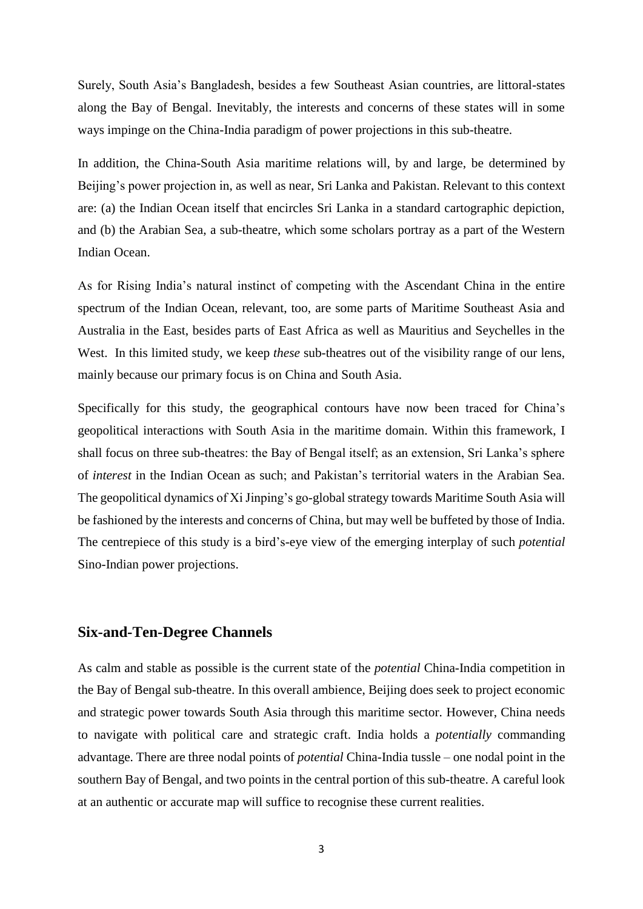Surely, South Asia's Bangladesh, besides a few Southeast Asian countries, are littoral-states along the Bay of Bengal. Inevitably, the interests and concerns of these states will in some ways impinge on the China-India paradigm of power projections in this sub-theatre.

In addition, the China-South Asia maritime relations will, by and large, be determined by Beijing's power projection in, as well as near, Sri Lanka and Pakistan. Relevant to this context are: (a) the Indian Ocean itself that encircles Sri Lanka in a standard cartographic depiction, and (b) the Arabian Sea, a sub-theatre, which some scholars portray as a part of the Western Indian Ocean.

As for Rising India's natural instinct of competing with the Ascendant China in the entire spectrum of the Indian Ocean, relevant, too, are some parts of Maritime Southeast Asia and Australia in the East, besides parts of East Africa as well as Mauritius and Seychelles in the West. In this limited study, we keep *these* sub-theatres out of the visibility range of our lens, mainly because our primary focus is on China and South Asia.

Specifically for this study, the geographical contours have now been traced for China's geopolitical interactions with South Asia in the maritime domain. Within this framework, I shall focus on three sub-theatres: the Bay of Bengal itself; as an extension, Sri Lanka's sphere of *interest* in the Indian Ocean as such; and Pakistan's territorial waters in the Arabian Sea. The geopolitical dynamics of Xi Jinping's go-global strategy towards Maritime South Asia will be fashioned by the interests and concerns of China, but may well be buffeted by those of India. The centrepiece of this study is a bird's-eye view of the emerging interplay of such *potential* Sino-Indian power projections.

## Six-and-Ten-Degree Channels

As calm and stable as possible is the current state of the *potential* China-India competition in the Bay of Bengal sub-theatre. In this overall ambience, Beijing does seek to project economic and strategic power towards South Asia through this maritime sector. However, China needs to navigate with political care and strategic craft. India holds a *potentially* commanding advantage. There are three nodal points of *potential* China-India tussle – one nodal point in the southern Bay of Bengal, and two points in the central portion of this sub-theatre. A careful look at an authentic or accurate map will suffice to recognise these current realities.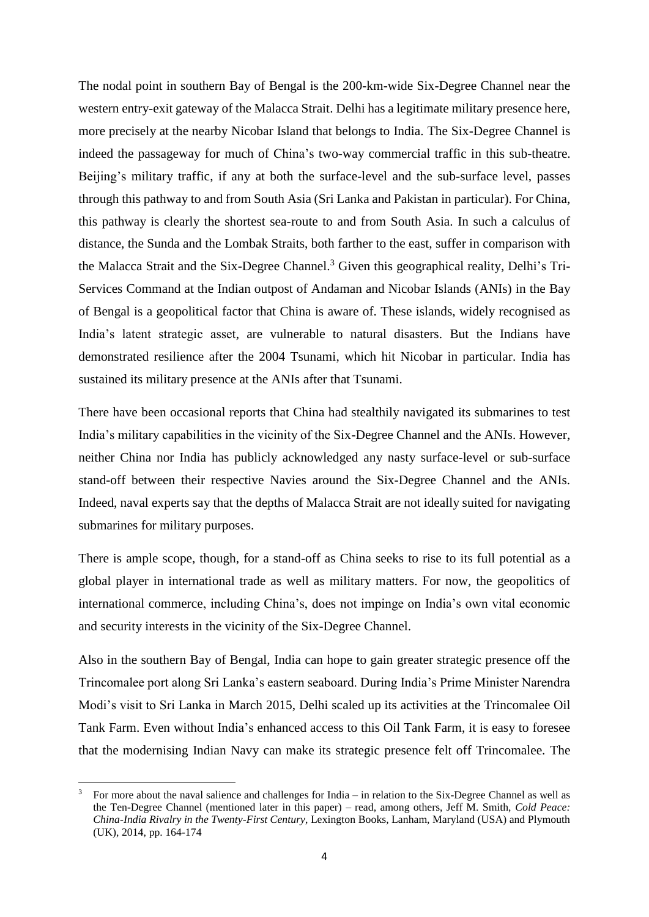The nodal point in southern Bay of Bengal is the 200-km-wide Six-Degree Channel near the western entry-exit gateway of the Malacca Strait. Delhi has a legitimate military presence here, more precisely at the nearby Nicobar Island that belongs to India. The Six-Degree Channel is indeed the passageway for much of China's two-way commercial traffic in this sub-theatre. Beijing's military traffic, if any at both the surface-level and the sub-surface level, passes through this pathway to and from South Asia (Sri Lanka and Pakistan in particular). For China, this pathway is clearly the shortest sea-route to and from South Asia. In such a calculus of distance, the Sunda and the Lombak Straits, both farther to the east, suffer in comparison with the Malacca Strait and the Six-Degree Channel.[3] Given this geographical reality, Delhi's Tri-Services Command at the Indian outpost of Andaman and Nicobar Islands (ANIs) in the Bay of Bengal is a geopolitical factor that China is aware of. These islands, widely recognised as India's latent strategic asset, are vulnerable to natural disasters. But the Indians have demonstrated resilience after the 2004 Tsunami, which hit Nicobar in particular. India has sustained its military presence at the ANIs after that Tsunami.

There have been occasional reports that China had stealthily navigated its submarines to test India's military capabilities in the vicinity of the Six-Degree Channel and the ANIs. However, neither China nor India has publicly acknowledged any nasty surface-level or sub-surface stand-off between their respective Navies around the Six-Degree Channel and the ANIs. Indeed, naval experts say that the depths of Malacca Strait are not ideally suited for navigating submarines for military purposes.

There is ample scope, though, for a stand-off as China seeks to rise to its full potential as a global player in international trade as well as military matters. For now, the geopolitics of international commerce, including China's, does not impinge on India's own vital economic and security interests in the vicinity of the Six-Degree Channel.

Also in the southern Bay of Bengal, India can hope to gain greater strategic presence off the Trincomalee port along Sri Lanka's eastern seaboard. During India's Prime Minister Narendra Modi's visit to Sri Lanka in March 2015, Delhi scaled up its activities at the Trincomalee Oil Tank Farm. Even without India's enhanced access to this Oil Tank Farm, it is easy to foresee that the modernising Indian Navy can make its strategic presence felt off Trincomalee. The

[3] For more about the naval salience and challenges for India – in relation to the Six-Degree Channel as well as the Ten-Degree Channel (mentioned later in this paper) – read, among others, Jeff M. Smith, *Cold Peace: China-India Rivalry in the Twenty-First Century*, Lexington Books, Lanham, Maryland (USA) and Plymouth (UK), 2014, pp. 164-174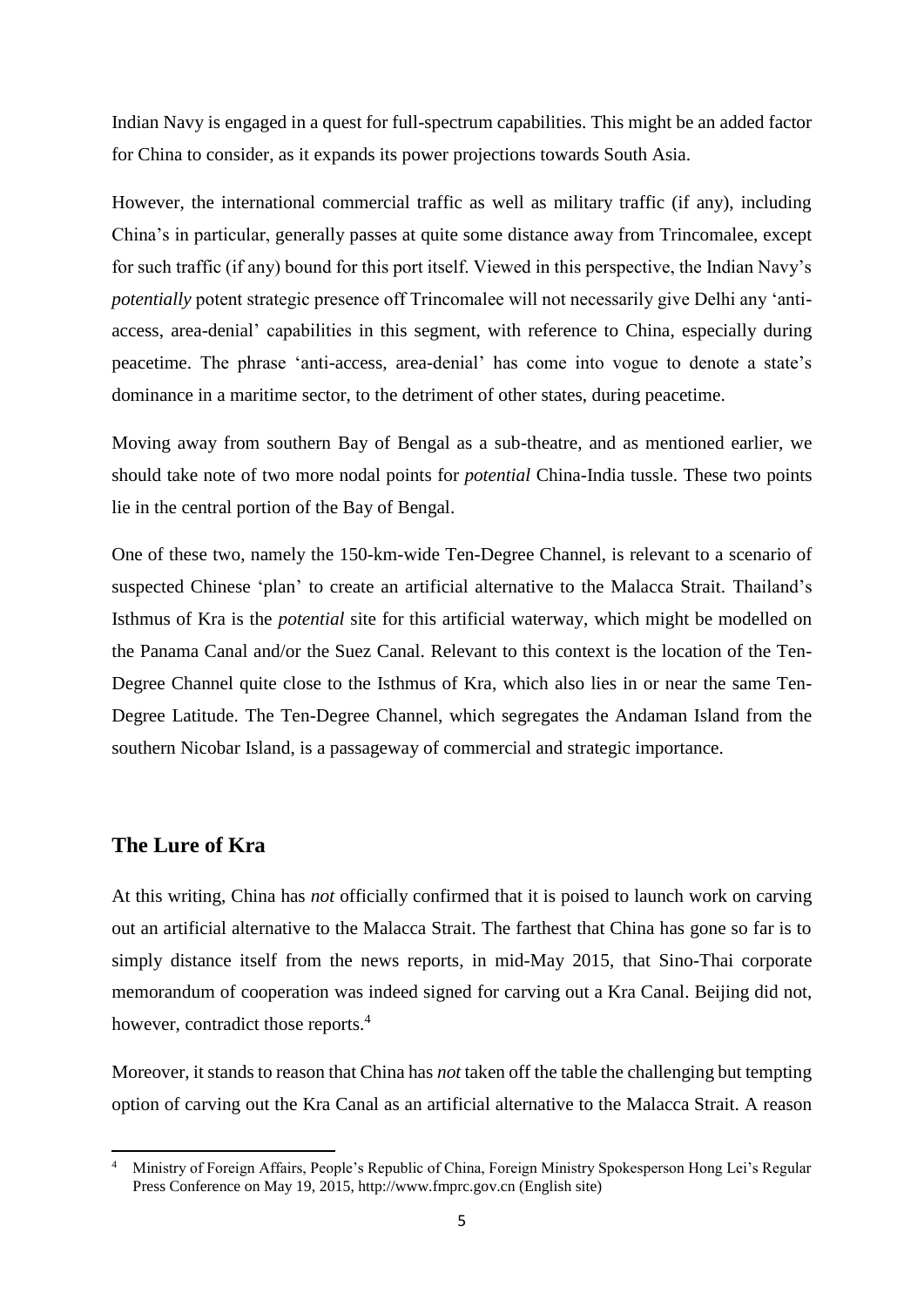Indian Navy is engaged in a quest for full-spectrum capabilities. This might be an added factor for China to consider, as it expands its power projections towards South Asia.

However, the international commercial traffic as well as military traffic (if any), including China's in particular, generally passes at quite some distance away from Trincomalee, except for such traffic (if any) bound for this port itself. Viewed in this perspective, the Indian Navy's *potentially* potent strategic presence off Trincomalee will not necessarily give Delhi any 'anti-access, area-denial' capabilities in this segment, with reference to China, especially during peacetime. The phrase 'anti-access, area-denial' has come into vogue to denote a state's dominance in a maritime sector, to the detriment of other states, during peacetime.

Moving away from southern Bay of Bengal as a sub-theatre, and as mentioned earlier, we should take note of two more nodal points for *potential* China-India tussle. These two points lie in the central portion of the Bay of Bengal.

One of these two, namely the 150-km-wide Ten-Degree Channel, is relevant to a scenario of suspected Chinese 'plan' to create an artificial alternative to the Malacca Strait. Thailand's Isthmus of Kra is the *potential* site for this artificial waterway, which might be modelled on the Panama Canal and/or the Suez Canal. Relevant to this context is the location of the Ten-Degree Channel quite close to the Isthmus of Kra, which also lies in or near the same Ten-Degree Latitude. The Ten-Degree Channel, which segregates the Andaman Island from the southern Nicobar Island, is a passageway of commercial and strategic importance.

## The Lure of Kra

At this writing, China has *not* officially confirmed that it is poised to launch work on carving out an artificial alternative to the Malacca Strait. The farthest that China has gone so far is to simply distance itself from the news reports, in mid-May 2015, that Sino-Thai corporate memorandum of cooperation was indeed signed for carving out a Kra Canal. Beijing did not, however, contradict those reports.[4]

Moreover, it stands to reason that China has *not* taken off the table the challenging but tempting option of carving out the Kra Canal as an artificial alternative to the Malacca Strait. A reason

[4] Ministry of Foreign Affairs, People's Republic of China, Foreign Ministry Spokesperson Hong Lei's Regular Press Conference on May 19, 2015, http://www.fmprc.gov.cn (English site)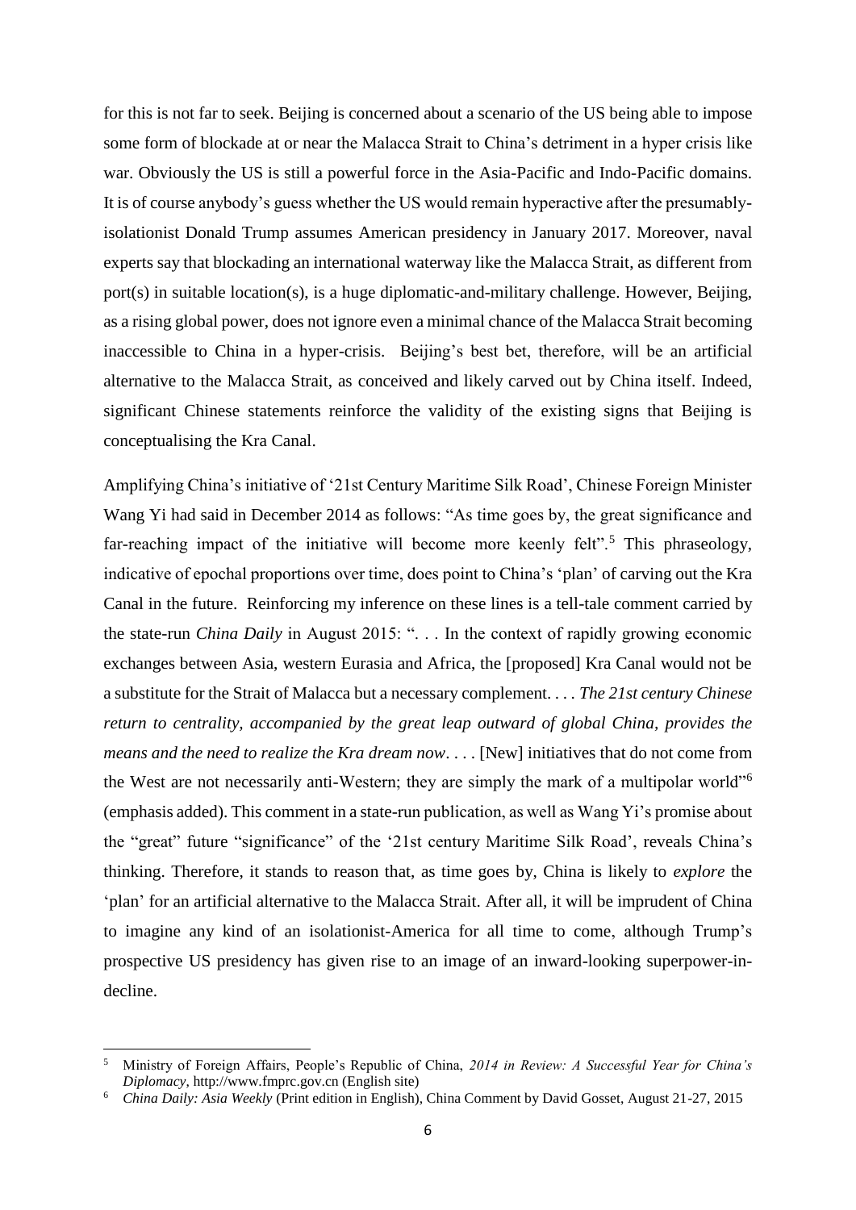for this is not far to seek. Beijing is concerned about a scenario of the US being able to impose some form of blockade at or near the Malacca Strait to China's detriment in a hyper crisis like war. Obviously the US is still a powerful force in the Asia-Pacific and Indo-Pacific domains. It is of course anybody's guess whether the US would remain hyperactive after the presumably-isolationist Donald Trump assumes American presidency in January 2017. Moreover, naval experts say that blockading an international waterway like the Malacca Strait, as different from port(s) in suitable location(s), is a huge diplomatic-and-military challenge. However, Beijing, as a rising global power, does not ignore even a minimal chance of the Malacca Strait becoming inaccessible to China in a hyper-crisis. Beijing's best bet, therefore, will be an artificial alternative to the Malacca Strait, as conceived and likely carved out by China itself. Indeed, significant Chinese statements reinforce the validity of the existing signs that Beijing is conceptualising the Kra Canal.

Amplifying China's initiative of '21st Century Maritime Silk Road', Chinese Foreign Minister Wang Yi had said in December 2014 as follows: "As time goes by, the great significance and far-reaching impact of the initiative will become more keenly felt".[5] This phraseology, indicative of epochal proportions over time, does point to China's 'plan' of carving out the Kra Canal in the future. Reinforcing my inference on these lines is a tell-tale comment carried by the state-run *China Daily* in August 2015: ". . . In the context of rapidly growing economic exchanges between Asia, western Eurasia and Africa, the [proposed] Kra Canal would not be a substitute for the Strait of Malacca but a necessary complement. . . . *The 21st century Chinese return to centrality, accompanied by the great leap outward of global China, provides the means and the need to realize the Kra dream now*. . . . [New] initiatives that do not come from the West are not necessarily anti-Western; they are simply the mark of a multipolar world"[6] (emphasis added). This comment in a state-run publication, as well as Wang Yi's promise about the "great" future "significance" of the '21st century Maritime Silk Road', reveals China's thinking. Therefore, it stands to reason that, as time goes by, China is likely to *explore* the 'plan' for an artificial alternative to the Malacca Strait. After all, it will be imprudent of China to imagine any kind of an isolationist-America for all time to come, although Trump's prospective US presidency has given rise to an image of an inward-looking superpower-in-decline.

---

[5] Ministry of Foreign Affairs, People's Republic of China, *2014 in Review: A Successful Year for China's Diplomacy*, http://www.fmprc.gov.cn (English site)

[6] *China Daily: Asia Weekly* (Print edition in English), China Comment by David Gosset, August 21-27, 2015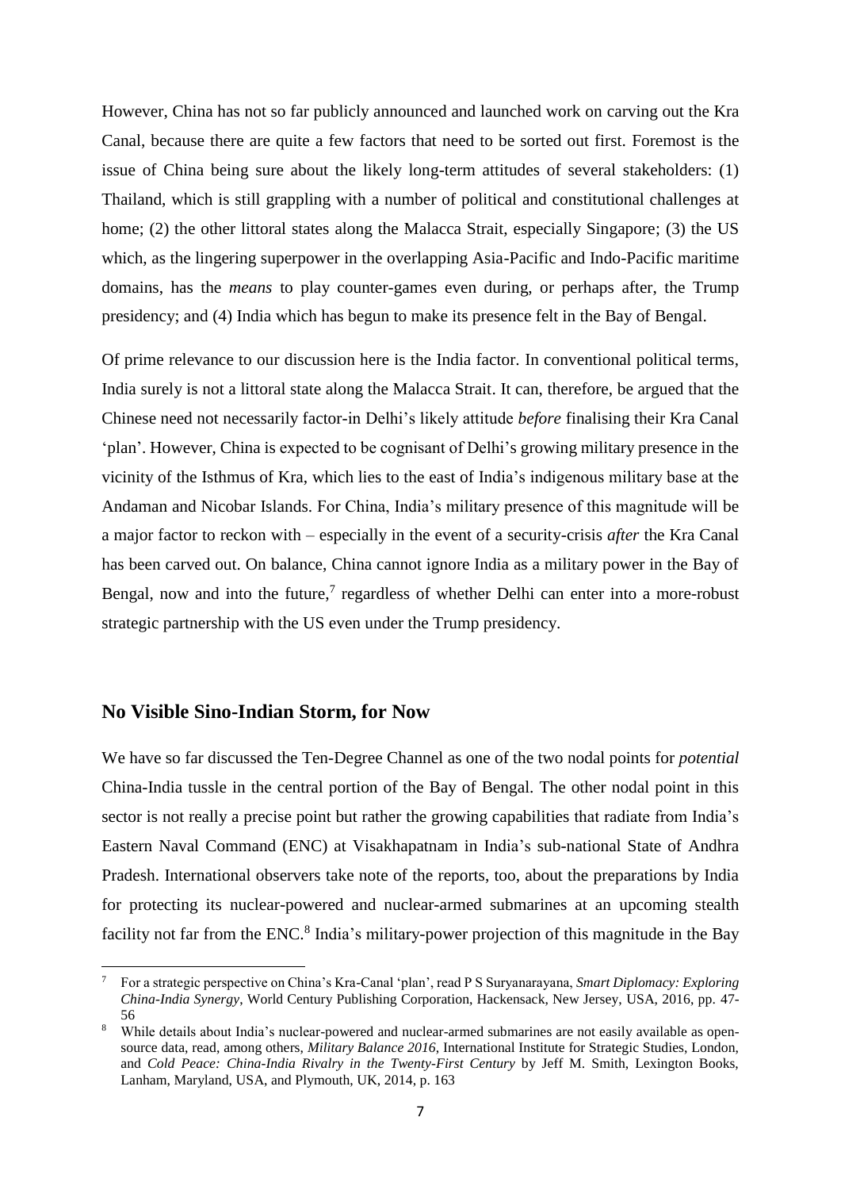However, China has not so far publicly announced and launched work on carving out the Kra Canal, because there are quite a few factors that need to be sorted out first. Foremost is the issue of China being sure about the likely long-term attitudes of several stakeholders: (1) Thailand, which is still grappling with a number of political and constitutional challenges at home; (2) the other littoral states along the Malacca Strait, especially Singapore; (3) the US which, as the lingering superpower in the overlapping Asia-Pacific and Indo-Pacific maritime domains, has the *means* to play counter-games even during, or perhaps after, the Trump presidency; and (4) India which has begun to make its presence felt in the Bay of Bengal.

Of prime relevance to our discussion here is the India factor. In conventional political terms, India surely is not a littoral state along the Malacca Strait. It can, therefore, be argued that the Chinese need not necessarily factor-in Delhi's likely attitude *before* finalising their Kra Canal 'plan'. However, China is expected to be cognisant of Delhi's growing military presence in the vicinity of the Isthmus of Kra, which lies to the east of India's indigenous military base at the Andaman and Nicobar Islands. For China, India's military presence of this magnitude will be a major factor to reckon with – especially in the event of a security-crisis *after* the Kra Canal has been carved out. On balance, China cannot ignore India as a military power in the Bay of Bengal, now and into the future,[7] regardless of whether Delhi can enter into a more-robust strategic partnership with the US even under the Trump presidency.

## No Visible Sino-Indian Storm, for Now

We have so far discussed the Ten-Degree Channel as one of the two nodal points for *potential* China-India tussle in the central portion of the Bay of Bengal. The other nodal point in this sector is not really a precise point but rather the growing capabilities that radiate from India's Eastern Naval Command (ENC) at Visakhapatnam in India's sub-national State of Andhra Pradesh. International observers take note of the reports, too, about the preparations by India for protecting its nuclear-powered and nuclear-armed submarines at an upcoming stealth facility not far from the ENC.[8] India's military-power projection of this magnitude in the Bay

---

[7] For a strategic perspective on China's Kra-Canal 'plan', read P S Suryanarayana, *Smart Diplomacy: Exploring China-India Synergy*, World Century Publishing Corporation, Hackensack, New Jersey, USA, 2016, pp. 47-56

[8] While details about India's nuclear-powered and nuclear-armed submarines are not easily available as open-source data, read, among others, *Military Balance 2016*, International Institute for Strategic Studies, London, and *Cold Peace: China-India Rivalry in the Twenty-First Century* by Jeff M. Smith, Lexington Books, Lanham, Maryland, USA, and Plymouth, UK, 2014, p. 163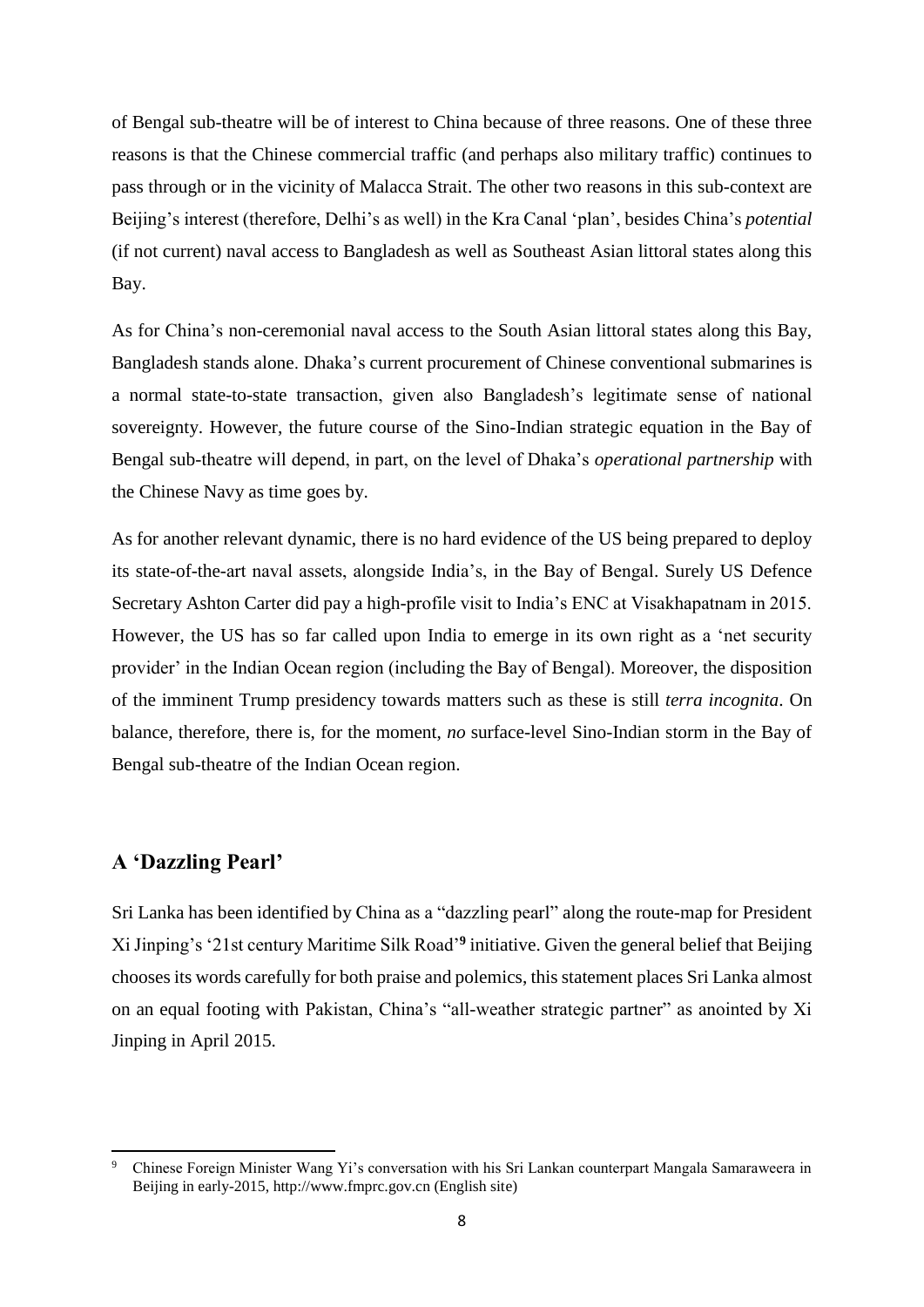of Bengal sub-theatre will be of interest to China because of three reasons. One of these three reasons is that the Chinese commercial traffic (and perhaps also military traffic) continues to pass through or in the vicinity of Malacca Strait. The other two reasons in this sub-context are Beijing's interest (therefore, Delhi's as well) in the Kra Canal 'plan', besides China's *potential* (if not current) naval access to Bangladesh as well as Southeast Asian littoral states along this Bay.

As for China's non-ceremonial naval access to the South Asian littoral states along this Bay, Bangladesh stands alone. Dhaka's current procurement of Chinese conventional submarines is a normal state-to-state transaction, given also Bangladesh's legitimate sense of national sovereignty. However, the future course of the Sino-Indian strategic equation in the Bay of Bengal sub-theatre will depend, in part, on the level of Dhaka's *operational partnership* with the Chinese Navy as time goes by.

As for another relevant dynamic, there is no hard evidence of the US being prepared to deploy its state-of-the-art naval assets, alongside India's, in the Bay of Bengal. Surely US Defence Secretary Ashton Carter did pay a high-profile visit to India's ENC at Visakhapatnam in 2015. However, the US has so far called upon India to emerge in its own right as a 'net security provider' in the Indian Ocean region (including the Bay of Bengal). Moreover, the disposition of the imminent Trump presidency towards matters such as these is still *terra incognita*. On balance, therefore, there is, for the moment, *no* surface-level Sino-Indian storm in the Bay of Bengal sub-theatre of the Indian Ocean region.

## A 'Dazzling Pearl'

Sri Lanka has been identified by China as a "dazzling pearl" along the route-map for President Xi Jinping's '21st century Maritime Silk Road'[9] initiative. Given the general belief that Beijing chooses its words carefully for both praise and polemics, this statement places Sri Lanka almost on an equal footing with Pakistan, China's "all-weather strategic partner" as anointed by Xi Jinping in April 2015.

[9] Chinese Foreign Minister Wang Yi's conversation with his Sri Lankan counterpart Mangala Samaraweera in Beijing in early-2015, http://www.fmprc.gov.cn (English site)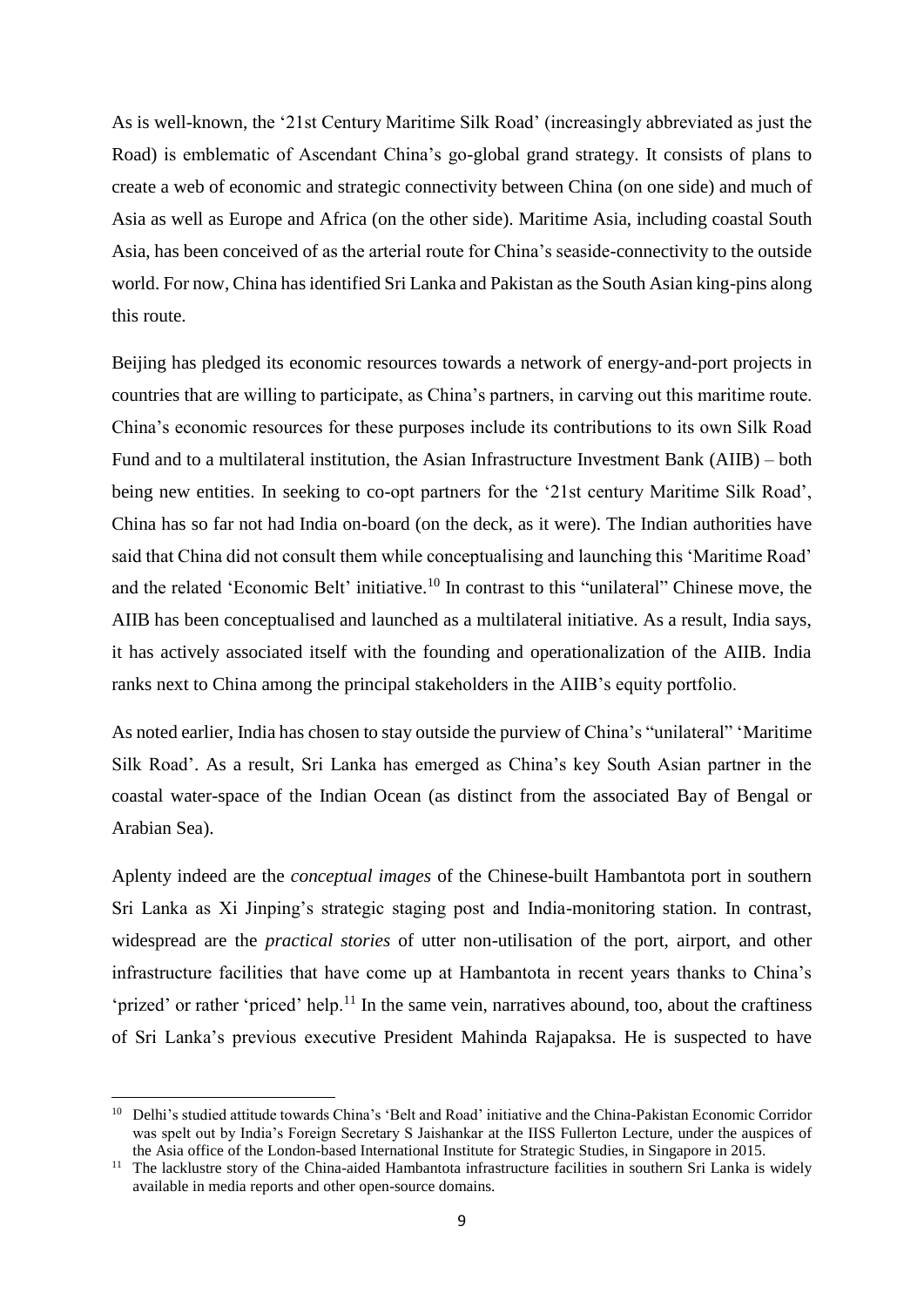As is well-known, the '21st Century Maritime Silk Road' (increasingly abbreviated as just the Road) is emblematic of Ascendant China's go-global grand strategy. It consists of plans to create a web of economic and strategic connectivity between China (on one side) and much of Asia as well as Europe and Africa (on the other side). Maritime Asia, including coastal South Asia, has been conceived of as the arterial route for China's seaside-connectivity to the outside world. For now, China has identified Sri Lanka and Pakistan as the South Asian king-pins along this route.

Beijing has pledged its economic resources towards a network of energy-and-port projects in countries that are willing to participate, as China's partners, in carving out this maritime route. China's economic resources for these purposes include its contributions to its own Silk Road Fund and to a multilateral institution, the Asian Infrastructure Investment Bank (AIIB) – both being new entities. In seeking to co-opt partners for the '21st century Maritime Silk Road', China has so far not had India on-board (on the deck, as it were). The Indian authorities have said that China did not consult them while conceptualising and launching this 'Maritime Road' and the related 'Economic Belt' initiative.[10] In contrast to this "unilateral" Chinese move, the AIIB has been conceptualised and launched as a multilateral initiative. As a result, India says, it has actively associated itself with the founding and operationalization of the AIIB. India ranks next to China among the principal stakeholders in the AIIB's equity portfolio.

As noted earlier, India has chosen to stay outside the purview of China's "unilateral" 'Maritime Silk Road'. As a result, Sri Lanka has emerged as China's key South Asian partner in the coastal water-space of the Indian Ocean (as distinct from the associated Bay of Bengal or Arabian Sea).

Aplenty indeed are the *conceptual images* of the Chinese-built Hambantota port in southern Sri Lanka as Xi Jinping's strategic staging post and India-monitoring station. In contrast, widespread are the *practical stories* of utter non-utilisation of the port, airport, and other infrastructure facilities that have come up at Hambantota in recent years thanks to China's 'prized' or rather 'priced' help.[11] In the same vein, narratives abound, too, about the craftiness of Sri Lanka's previous executive President Mahinda Rajapaksa. He is suspected to have

---

[10] Delhi's studied attitude towards China's 'Belt and Road' initiative and the China-Pakistan Economic Corridor was spelt out by India's Foreign Secretary S Jaishankar at the IISS Fullerton Lecture, under the auspices of the Asia office of the London-based International Institute for Strategic Studies, in Singapore in 2015.

[11] The lacklustre story of the China-aided Hambantota infrastructure facilities in southern Sri Lanka is widely available in media reports and other open-source domains.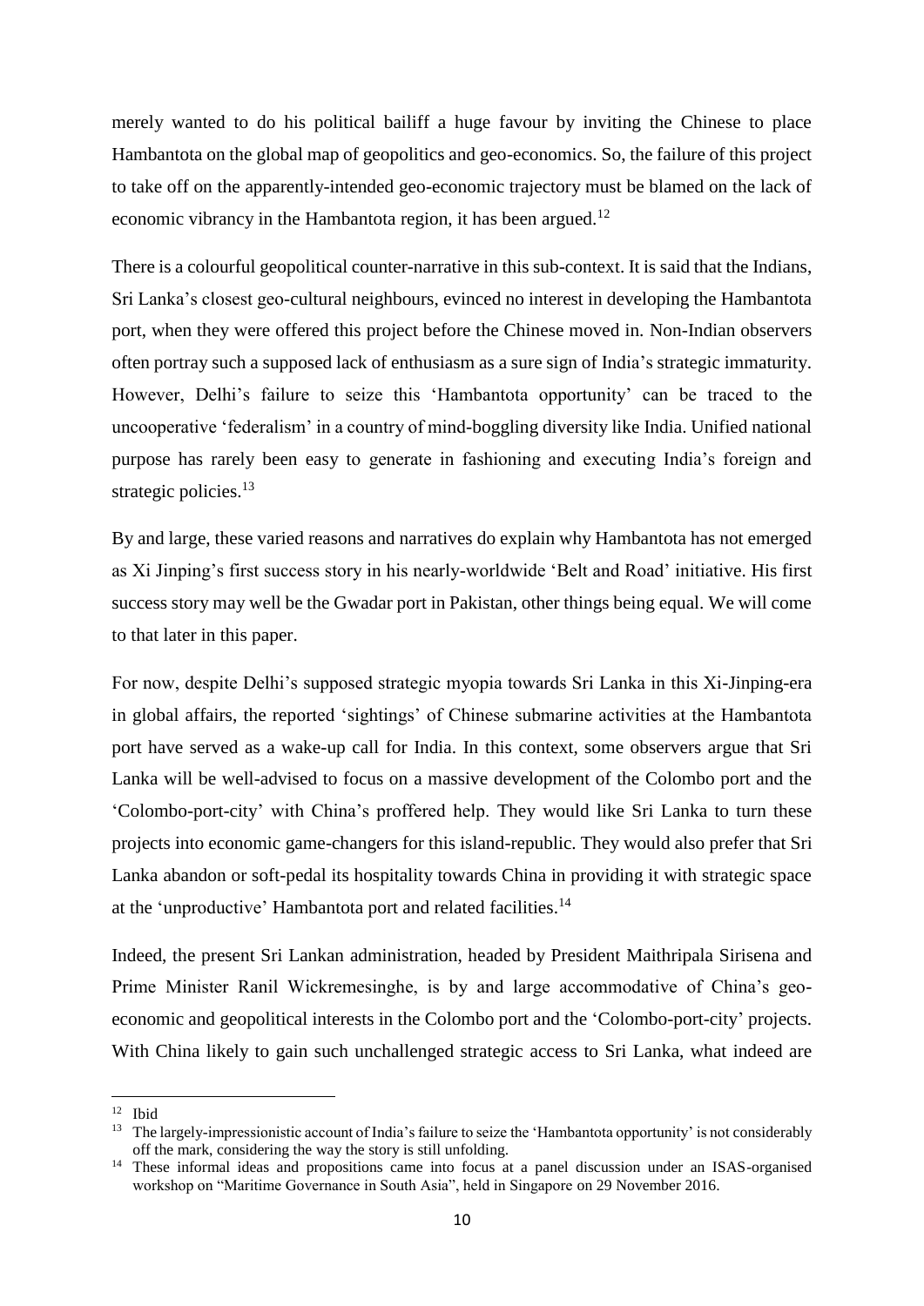merely wanted to do his political bailiff a huge favour by inviting the Chinese to place Hambantota on the global map of geopolitics and geo-economics. So, the failure of this project to take off on the apparently-intended geo-economic trajectory must be blamed on the lack of economic vibrancy in the Hambantota region, it has been argued.[12]

There is a colourful geopolitical counter-narrative in this sub-context. It is said that the Indians, Sri Lanka's closest geo-cultural neighbours, evinced no interest in developing the Hambantota port, when they were offered this project before the Chinese moved in. Non-Indian observers often portray such a supposed lack of enthusiasm as a sure sign of India's strategic immaturity. However, Delhi's failure to seize this 'Hambantota opportunity' can be traced to the uncooperative 'federalism' in a country of mind-boggling diversity like India. Unified national purpose has rarely been easy to generate in fashioning and executing India's foreign and strategic policies.[13]

By and large, these varied reasons and narratives do explain why Hambantota has not emerged as Xi Jinping's first success story in his nearly-worldwide 'Belt and Road' initiative. His first success story may well be the Gwadar port in Pakistan, other things being equal. We will come to that later in this paper.

For now, despite Delhi's supposed strategic myopia towards Sri Lanka in this Xi-Jinping-era in global affairs, the reported 'sightings' of Chinese submarine activities at the Hambantota port have served as a wake-up call for India. In this context, some observers argue that Sri Lanka will be well-advised to focus on a massive development of the Colombo port and the 'Colombo-port-city' with China's proffered help. They would like Sri Lanka to turn these projects into economic game-changers for this island-republic. They would also prefer that Sri Lanka abandon or soft-pedal its hospitality towards China in providing it with strategic space at the 'unproductive' Hambantota port and related facilities.[14]

Indeed, the present Sri Lankan administration, headed by President Maithripala Sirisena and Prime Minister Ranil Wickremesinghe, is by and large accommodative of China's geo-economic and geopolitical interests in the Colombo port and the 'Colombo-port-city' projects. With China likely to gain such unchallenged strategic access to Sri Lanka, what indeed are

---

[12] Ibid

[13] The largely-impressionistic account of India's failure to seize the 'Hambantota opportunity' is not considerably off the mark, considering the way the story is still unfolding.

[14] These informal ideas and propositions came into focus at a panel discussion under an ISAS-organised workshop on "Maritime Governance in South Asia", held in Singapore on 29 November 2016.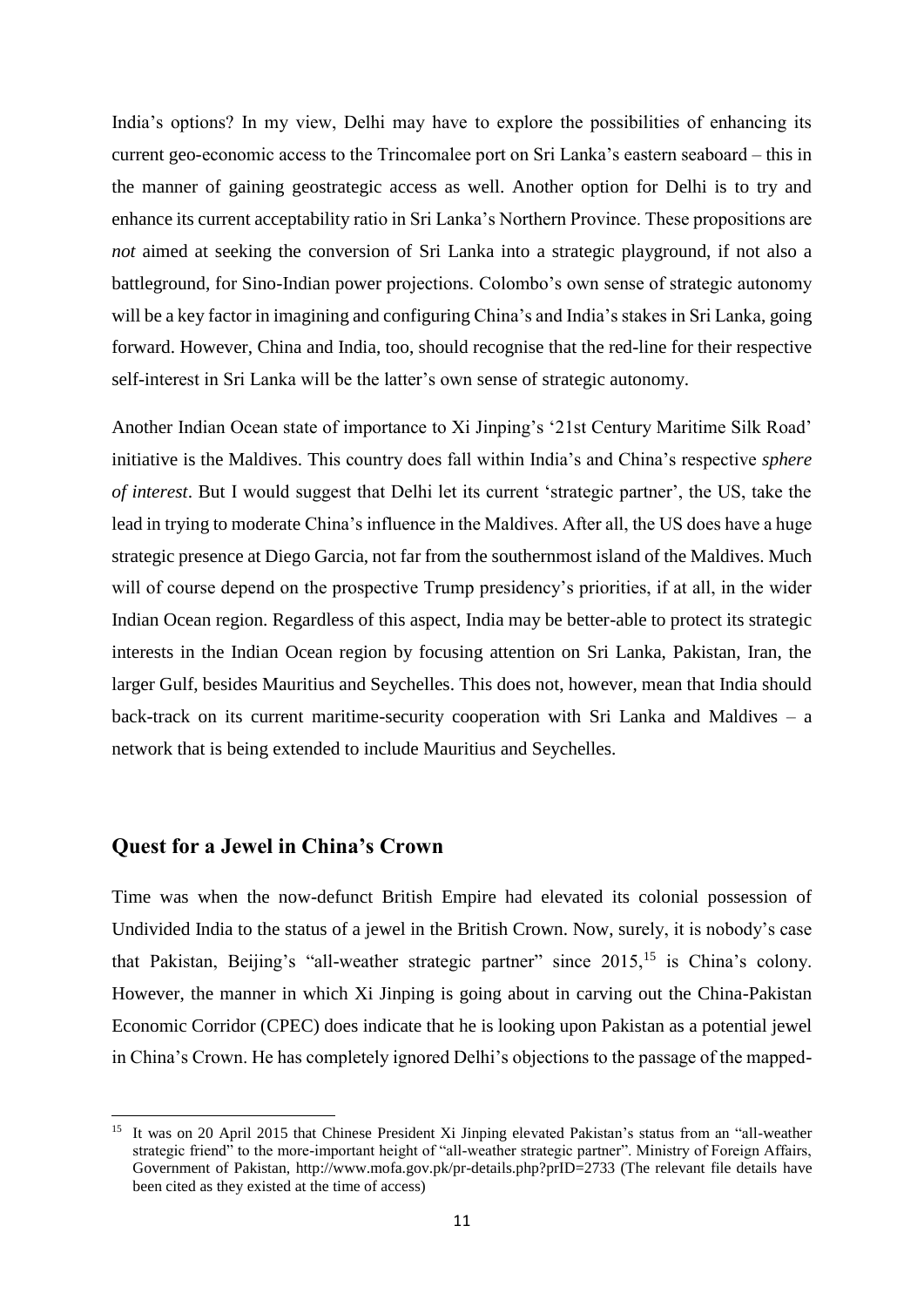India's options? In my view, Delhi may have to explore the possibilities of enhancing its current geo-economic access to the Trincomalee port on Sri Lanka's eastern seaboard – this in the manner of gaining geostrategic access as well. Another option for Delhi is to try and enhance its current acceptability ratio in Sri Lanka's Northern Province. These propositions are *not* aimed at seeking the conversion of Sri Lanka into a strategic playground, if not also a battleground, for Sino-Indian power projections. Colombo's own sense of strategic autonomy will be a key factor in imagining and configuring China's and India's stakes in Sri Lanka, going forward. However, China and India, too, should recognise that the red-line for their respective self-interest in Sri Lanka will be the latter's own sense of strategic autonomy.

Another Indian Ocean state of importance to Xi Jinping's '21st Century Maritime Silk Road' initiative is the Maldives. This country does fall within India's and China's respective *sphere of interest*. But I would suggest that Delhi let its current 'strategic partner', the US, take the lead in trying to moderate China's influence in the Maldives. After all, the US does have a huge strategic presence at Diego Garcia, not far from the southernmost island of the Maldives. Much will of course depend on the prospective Trump presidency's priorities, if at all, in the wider Indian Ocean region. Regardless of this aspect, India may be better-able to protect its strategic interests in the Indian Ocean region by focusing attention on Sri Lanka, Pakistan, Iran, the larger Gulf, besides Mauritius and Seychelles. This does not, however, mean that India should back-track on its current maritime-security cooperation with Sri Lanka and Maldives – a network that is being extended to include Mauritius and Seychelles.

## Quest for a Jewel in China's Crown

Time was when the now-defunct British Empire had elevated its colonial possession of Undivided India to the status of a jewel in the British Crown. Now, surely, it is nobody's case that Pakistan, Beijing's "all-weather strategic partner" since 2015,[15] is China's colony. However, the manner in which Xi Jinping is going about in carving out the China-Pakistan Economic Corridor (CPEC) does indicate that he is looking upon Pakistan as a potential jewel in China's Crown. He has completely ignored Delhi's objections to the passage of the mapped-

---

[15] It was on 20 April 2015 that Chinese President Xi Jinping elevated Pakistan's status from an "all-weather strategic friend" to the more-important height of "all-weather strategic partner". Ministry of Foreign Affairs, Government of Pakistan, http://www.mofa.gov.pk/pr-details.php?prID=2733 (The relevant file details have been cited as they existed at the time of access)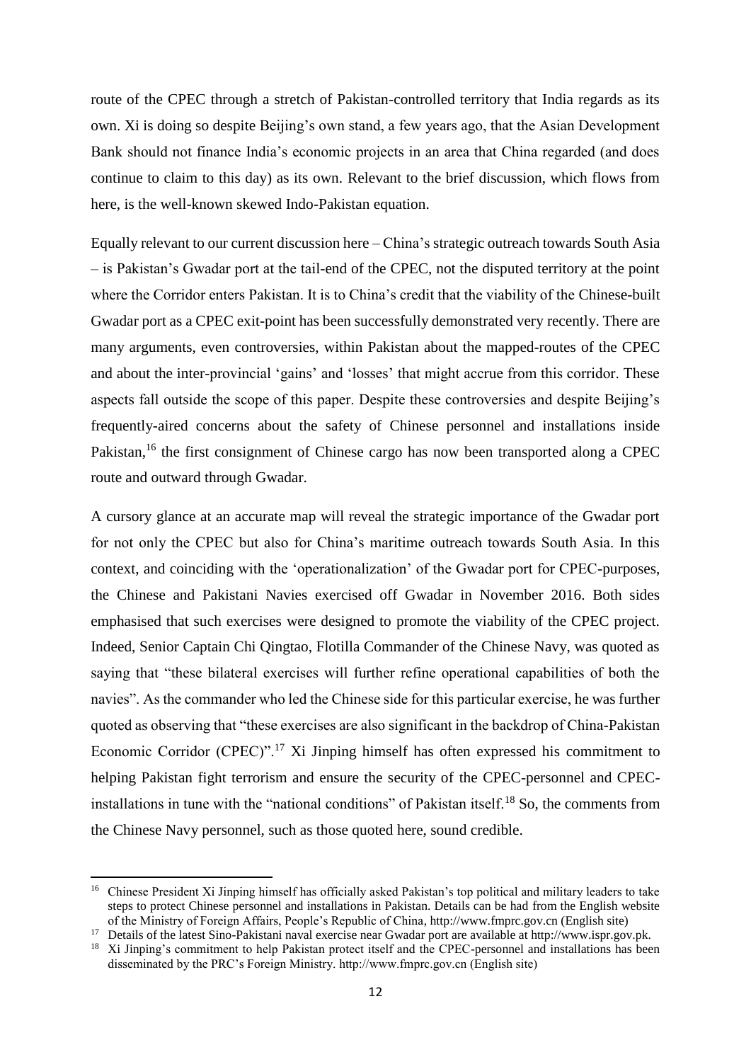route of the CPEC through a stretch of Pakistan-controlled territory that India regards as its own. Xi is doing so despite Beijing's own stand, a few years ago, that the Asian Development Bank should not finance India's economic projects in an area that China regarded (and does continue to claim to this day) as its own. Relevant to the brief discussion, which flows from here, is the well-known skewed Indo-Pakistan equation.

Equally relevant to our current discussion here – China's strategic outreach towards South Asia – is Pakistan's Gwadar port at the tail-end of the CPEC, not the disputed territory at the point where the Corridor enters Pakistan. It is to China's credit that the viability of the Chinese-built Gwadar port as a CPEC exit-point has been successfully demonstrated very recently. There are many arguments, even controversies, within Pakistan about the mapped-routes of the CPEC and about the inter-provincial 'gains' and 'losses' that might accrue from this corridor. These aspects fall outside the scope of this paper. Despite these controversies and despite Beijing's frequently-aired concerns about the safety of Chinese personnel and installations inside Pakistan,[16] the first consignment of Chinese cargo has now been transported along a CPEC route and outward through Gwadar.

A cursory glance at an accurate map will reveal the strategic importance of the Gwadar port for not only the CPEC but also for China's maritime outreach towards South Asia. In this context, and coinciding with the 'operationalization' of the Gwadar port for CPEC-purposes, the Chinese and Pakistani Navies exercised off Gwadar in November 2016. Both sides emphasised that such exercises were designed to promote the viability of the CPEC project. Indeed, Senior Captain Chi Qingtao, Flotilla Commander of the Chinese Navy, was quoted as saying that "these bilateral exercises will further refine operational capabilities of both the navies". As the commander who led the Chinese side for this particular exercise, he was further quoted as observing that "these exercises are also significant in the backdrop of China-Pakistan Economic Corridor (CPEC)".[17] Xi Jinping himself has often expressed his commitment to helping Pakistan fight terrorism and ensure the security of the CPEC-personnel and CPEC-installations in tune with the "national conditions" of Pakistan itself.[18] So, the comments from the Chinese Navy personnel, such as those quoted here, sound credible.

---

[16] Chinese President Xi Jinping himself has officially asked Pakistan's top political and military leaders to take steps to protect Chinese personnel and installations in Pakistan. Details can be had from the English website of the Ministry of Foreign Affairs, People's Republic of China, http://www.fmprc.gov.cn (English site)

[17] Details of the latest Sino-Pakistani naval exercise near Gwadar port are available at http://www.ispr.gov.pk.

[18] Xi Jinping's commitment to help Pakistan protect itself and the CPEC-personnel and installations has been disseminated by the PRC's Foreign Ministry. http://www.fmprc.gov.cn (English site)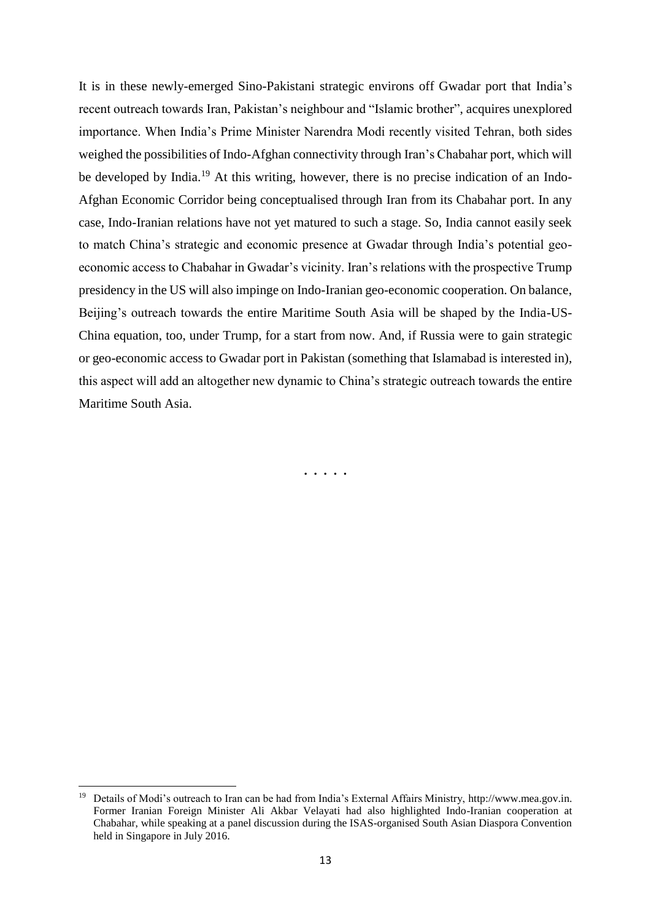It is in these newly-emerged Sino-Pakistani strategic environs off Gwadar port that India's recent outreach towards Iran, Pakistan's neighbour and "Islamic brother", acquires unexplored importance. When India's Prime Minister Narendra Modi recently visited Tehran, both sides weighed the possibilities of Indo-Afghan connectivity through Iran's Chabahar port, which will be developed by India.[19] At this writing, however, there is no precise indication of an Indo-Afghan Economic Corridor being conceptualised through Iran from its Chabahar port. In any case, Indo-Iranian relations have not yet matured to such a stage. So, India cannot easily seek to match China's strategic and economic presence at Gwadar through India's potential geo-economic access to Chabahar in Gwadar's vicinity. Iran's relations with the prospective Trump presidency in the US will also impinge on Indo-Iranian geo-economic cooperation. On balance, Beijing's outreach towards the entire Maritime South Asia will be shaped by the India-US-China equation, too, under Trump, for a start from now. And, if Russia were to gain strategic or geo-economic access to Gwadar port in Pakistan (something that Islamabad is interested in), this aspect will add an altogether new dynamic to China's strategic outreach towards the entire Maritime South Asia.

. . . . .

[19] Details of Modi's outreach to Iran can be had from India's External Affairs Ministry, http://www.mea.gov.in. Former Iranian Foreign Minister Ali Akbar Velayati had also highlighted Indo-Iranian cooperation at Chabahar, while speaking at a panel discussion during the ISAS-organised South Asian Diaspora Convention held in Singapore in July 2016.